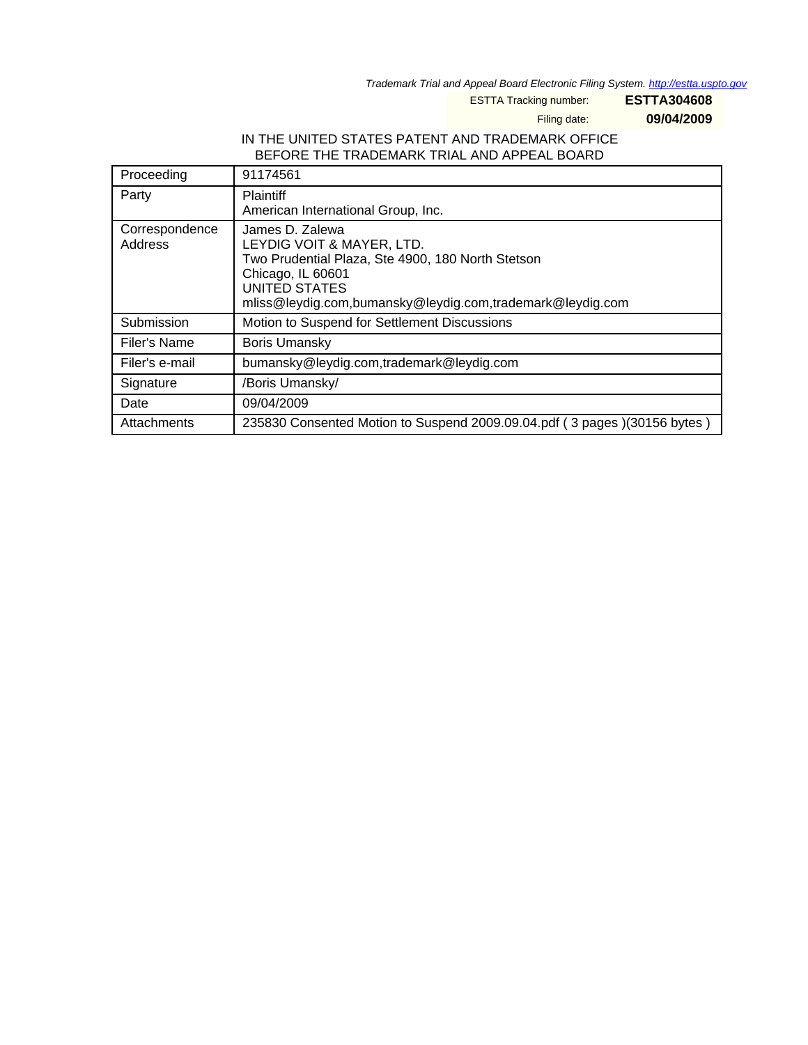*Trademark Trial and Appeal Board Electronic Filing System. http://estta.uspto.gov*

ESTTA Tracking number: **ESTTA304608**

Filing date: **09/04/2009**

IN THE UNITED STATES PATENT AND TRADEMARK OFFICE
BEFORE THE TRADEMARK TRIAL AND APPEAL BOARD

| | |
|---|---|
| Proceeding | 91174561 |
| Party | Plaintiff<br>American International Group, Inc. |
| Correspondence Address | James D. Zalewa<br>LEYDIG VOIT & MAYER, LTD.<br>Two Prudential Plaza, Ste 4900, 180 North Stetson<br>Chicago, IL 60601<br>UNITED STATES<br>mliss@leydig.com,bumansky@leydig.com,trademark@leydig.com |
| Submission | Motion to Suspend for Settlement Discussions |
| Filer's Name | Boris Umansky |
| Filer's e-mail | bumansky@leydig.com,trademark@leydig.com |
| Signature | /Boris Umansky/ |
| Date | 09/04/2009 |
| Attachments | 235830 Consented Motion to Suspend 2009.09.04.pdf ( 3 pages )(30156 bytes ) |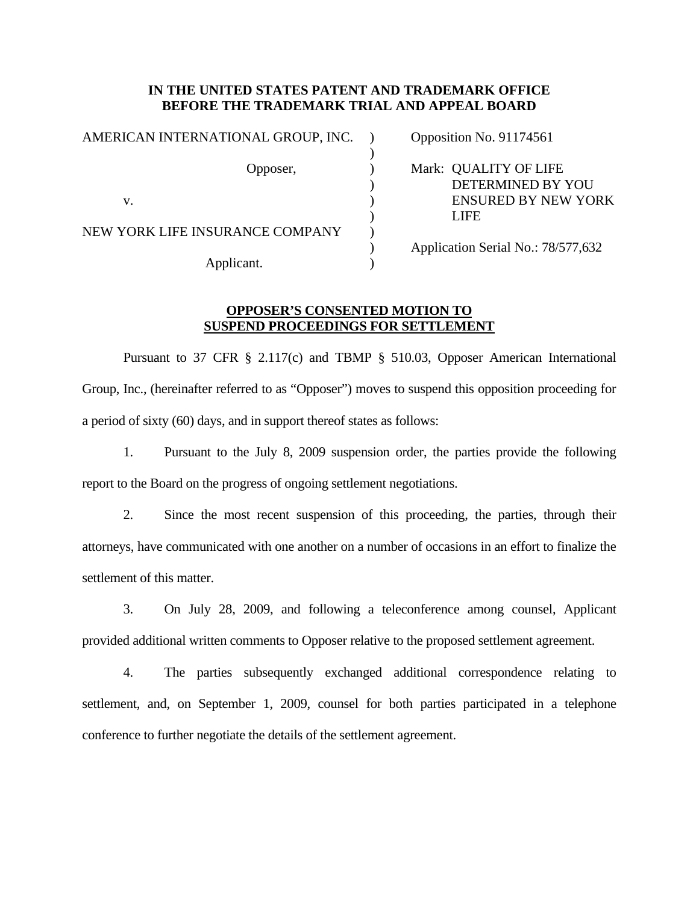**IN THE UNITED STATES PATENT AND TRADEMARK OFFICE**
**BEFORE THE TRADEMARK TRIAL AND APPEAL BOARD**

| | | |
|---|---|---|
| AMERICAN INTERNATIONAL GROUP, INC. | ) | Opposition No. 91174561 |
| | ) | |
| Opposer, | ) | Mark: QUALITY OF LIFE DETERMINED BY YOU ENSURED BY NEW YORK LIFE |
| v. | ) | |
| | ) | |
| NEW YORK LIFE INSURANCE COMPANY | ) | |
| | ) | Application Serial No.: 78/577,632 |
| Applicant. | ) | |

**OPPOSER'S CONSENTED MOTION TO SUSPEND PROCEEDINGS FOR SETTLEMENT**

Pursuant to 37 CFR § 2.117(c) and TBMP § 510.03, Opposer American International Group, Inc., (hereinafter referred to as "Opposer") moves to suspend this opposition proceeding for a period of sixty (60) days, and in support thereof states as follows:

1. Pursuant to the July 8, 2009 suspension order, the parties provide the following report to the Board on the progress of ongoing settlement negotiations.

2. Since the most recent suspension of this proceeding, the parties, through their attorneys, have communicated with one another on a number of occasions in an effort to finalize the settlement of this matter.

3. On July 28, 2009, and following a teleconference among counsel, Applicant provided additional written comments to Opposer relative to the proposed settlement agreement.

4. The parties subsequently exchanged additional correspondence relating to settlement, and, on September 1, 2009, counsel for both parties participated in a telephone conference to further negotiate the details of the settlement agreement.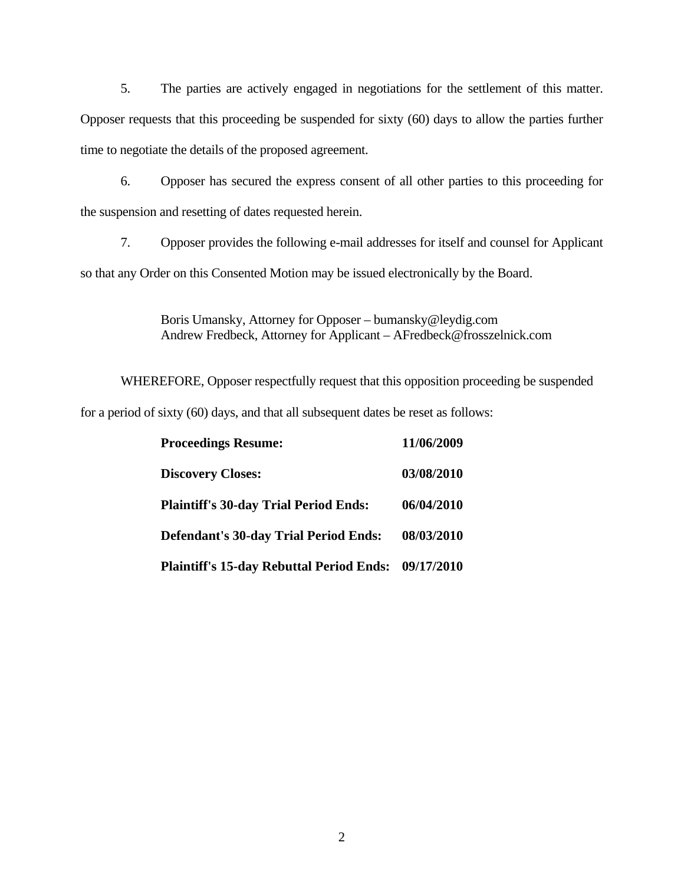5. The parties are actively engaged in negotiations for the settlement of this matter. Opposer requests that this proceeding be suspended for sixty (60) days to allow the parties further time to negotiate the details of the proposed agreement.

6. Opposer has secured the express consent of all other parties to this proceeding for the suspension and resetting of dates requested herein.

7. Opposer provides the following e-mail addresses for itself and counsel for Applicant so that any Order on this Consented Motion may be issued electronically by the Board.

> Boris Umansky, Attorney for Opposer – bumansky@leydig.com
> Andrew Fredbeck, Attorney for Applicant – AFredbeck@frosszelnick.com

WHEREFORE, Opposer respectfully request that this opposition proceeding be suspended for a period of sixty (60) days, and that all subsequent dates be reset as follows:

| | |
|---|---|
| **Proceedings Resume:** | **11/06/2009** |
| **Discovery Closes:** | **03/08/2010** |
| **Plaintiff's 30-day Trial Period Ends:** | **06/04/2010** |
| **Defendant's 30-day Trial Period Ends:** | **08/03/2010** |
| **Plaintiff's 15-day Rebuttal Period Ends:** | **09/17/2010** |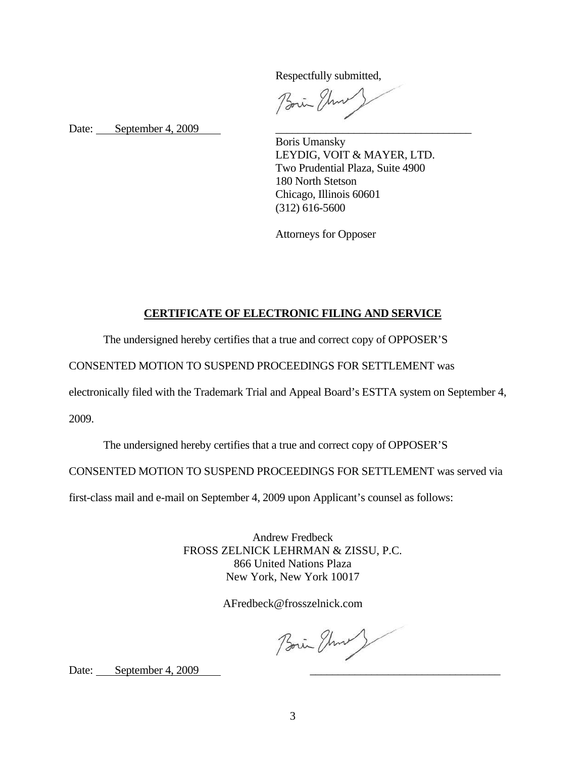Respectfully submitted,

Date: September 4, 2009

\_\_\_\_\_\_\_\_\_\_\_\_\_\_\_\_\_\_\_\_\_\_\_\_\_\_\_\_\_\_\_\_\_\_

Boris Umansky
LEYDIG, VOIT & MAYER, LTD.
Two Prudential Plaza, Suite 4900
180 North Stetson
Chicago, Illinois 60601
(312) 616-5600

Attorneys for Opposer

## CERTIFICATE OF ELECTRONIC FILING AND SERVICE

The undersigned hereby certifies that a true and correct copy of OPPOSER'S CONSENTED MOTION TO SUSPEND PROCEEDINGS FOR SETTLEMENT was electronically filed with the Trademark Trial and Appeal Board's ESTTA system on September 4, 2009.

The undersigned hereby certifies that a true and correct copy of OPPOSER'S CONSENTED MOTION TO SUSPEND PROCEEDINGS FOR SETTLEMENT was served via first-class mail and e-mail on September 4, 2009 upon Applicant's counsel as follows:

Andrew Fredbeck
FROSS ZELNICK LEHRMAN & ZISSU, P.C.
866 United Nations Plaza
New York, New York 10017

AFredbeck@frosszelnick.com

Date: September 4, 2009

\_\_\_\_\_\_\_\_\_\_\_\_\_\_\_\_\_\_\_\_\_\_\_\_\_\_\_\_\_\_\_\_\_\_